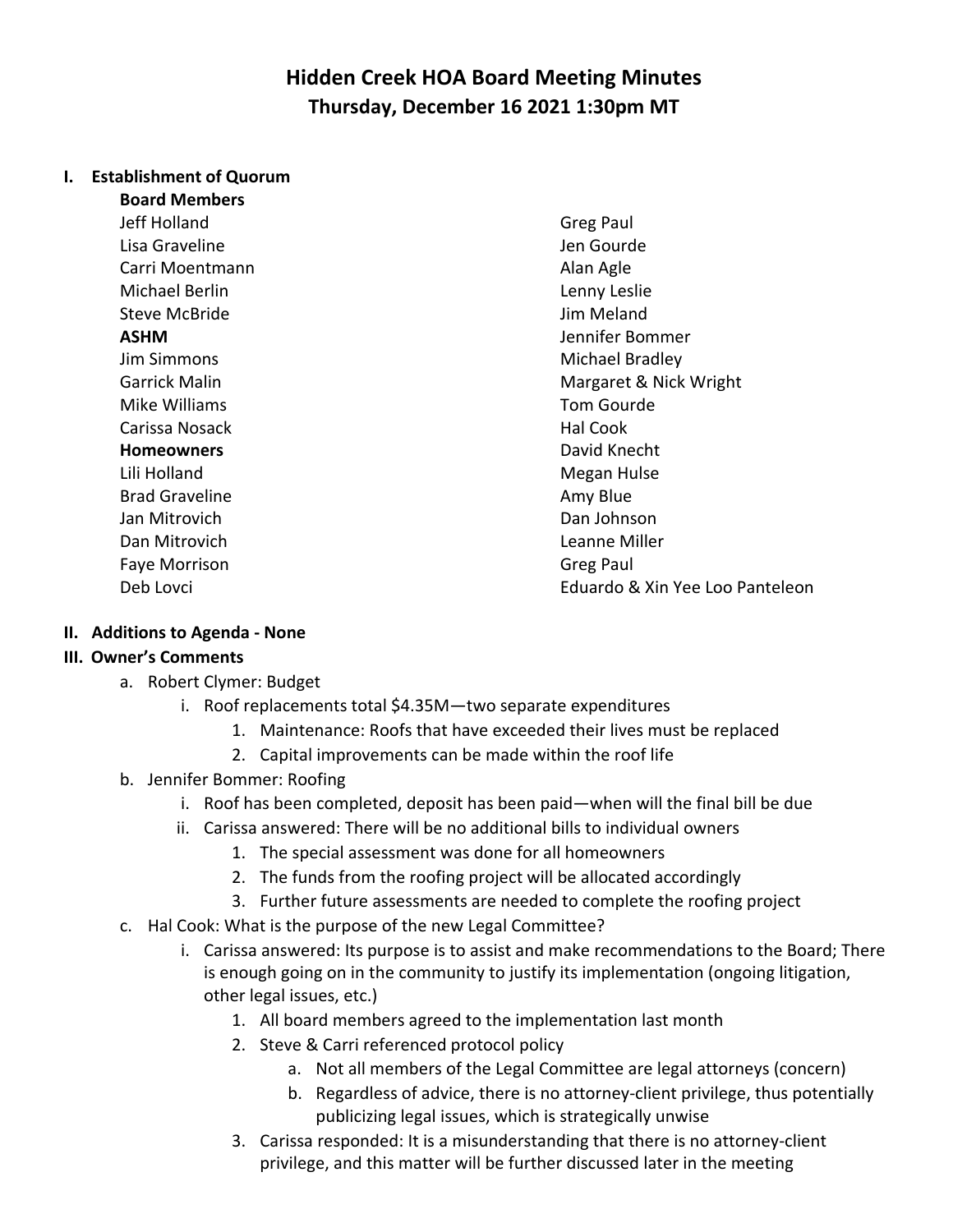# Hidden Creek HOA Board Meeting Minutes
## Thursday, December 16 2021 1:30pm MT

### I. Establishment of Quorum

**Board Members**
- Jeff Holland
- Lisa Graveline
- Carri Moentmann
- Michael Berlin
- Steve McBride

**ASHM**
- Jim Simmons
- Garrick Malin
- Mike Williams
- Carissa Nosack

**Homeowners**
- Lili Holland
- Brad Graveline
- Jan Mitrovich
- Dan Mitrovich
- Faye Morrison
- Deb Lovci
- Greg Paul
- Jen Gourde
- Alan Agle
- Lenny Leslie
- Jim Meland
- Jennifer Bommer
- Michael Bradley
- Margaret & Nick Wright
- Tom Gourde
- Hal Cook
- David Knecht
- Megan Hulse
- Amy Blue
- Dan Johnson
- Leanne Miller
- Greg Paul
- Eduardo & Xin Yee Loo Panteleon

### II. Additions to Agenda - None

### III. Owner's Comments

a. Robert Clymer: Budget
   - i. Roof replacements total $4.35M—two separate expenditures
     1. Maintenance: Roofs that have exceeded their lives must be replaced
     2. Capital improvements can be made within the roof life

b. Jennifer Bommer: Roofing
   - i. Roof has been completed, deposit has been paid—when will the final bill be due
   - ii. Carissa answered: There will be no additional bills to individual owners
     1. The special assessment was done for all homeowners
     2. The funds from the roofing project will be allocated accordingly
     3. Further future assessments are needed to complete the roofing project

c. Hal Cook: What is the purpose of the new Legal Committee?
   - i. Carissa answered: Its purpose is to assist and make recommendations to the Board; There is enough going on in the community to justify its implementation (ongoing litigation, other legal issues, etc.)
     1. All board members agreed to the implementation last month
     2. Steve & Carri referenced protocol policy
        - a. Not all members of the Legal Committee are legal attorneys (concern)
        - b. Regardless of advice, there is no attorney-client privilege, thus potentially publicizing legal issues, which is strategically unwise
     3. Carissa responded: It is a misunderstanding that there is no attorney-client privilege, and this matter will be further discussed later in the meeting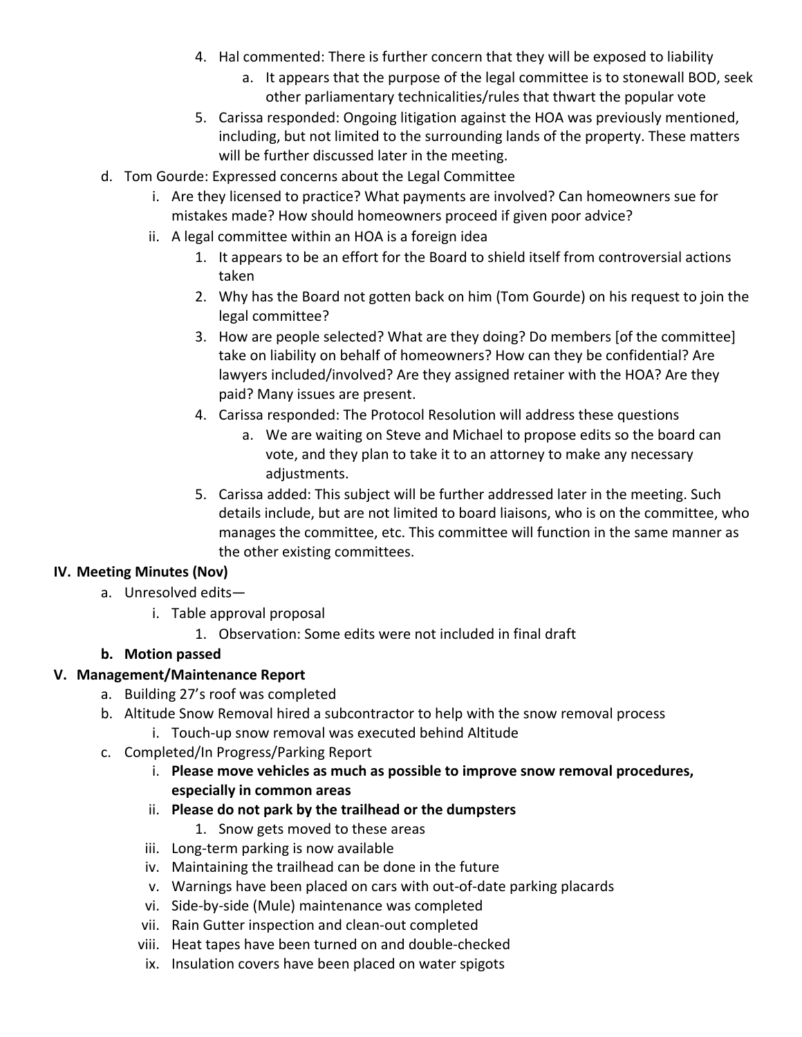4. Hal commented: There is further concern that they will be exposed to liability
    a. It appears that the purpose of the legal committee is to stonewall BOD, seek other parliamentary technicalities/rules that thwart the popular vote
5. Carissa responded: Ongoing litigation against the HOA was previously mentioned, including, but not limited to the surrounding lands of the property. These matters will be further discussed later in the meeting.

d. Tom Gourde: Expressed concerns about the Legal Committee
   - i. Are they licensed to practice? What payments are involved? Can homeowners sue for mistakes made? How should homeowners proceed if given poor advice?
   - ii. A legal committee within an HOA is a foreign idea
     1. It appears to be an effort for the Board to shield itself from controversial actions taken
     2. Why has the Board not gotten back on him (Tom Gourde) on his request to join the legal committee?
     3. How are people selected? What are they doing? Do members [of the committee] take on liability on behalf of homeowners? How can they be confidential? Are lawyers included/involved? Are they assigned retainer with the HOA? Are they paid? Many issues are present.
     4. Carissa responded: The Protocol Resolution will address these questions
        a. We are waiting on Steve and Michael to propose edits so the board can vote, and they plan to take it to an attorney to make any necessary adjustments.
     5. Carissa added: This subject will be further addressed later in the meeting. Such details include, but are not limited to board liaisons, who is on the committee, who manages the committee, etc. This committee will function in the same manner as the other existing committees.

## IV. Meeting Minutes (Nov)

a. Unresolved edits—
   - i. Table approval proposal
     1. Observation: Some edits were not included in final draft

**b. Motion passed**

## V. Management/Maintenance Report

a. Building 27's roof was completed

b. Altitude Snow Removal hired a subcontractor to help with the snow removal process
   - i. Touch-up snow removal was executed behind Altitude

c. Completed/In Progress/Parking Report
   - i. **Please move vehicles as much as possible to improve snow removal procedures, especially in common areas**
   - ii. **Please do not park by the trailhead or the dumpsters**
     1. Snow gets moved to these areas
   - iii. Long-term parking is now available
   - iv. Maintaining the trailhead can be done in the future
   - v. Warnings have been placed on cars with out-of-date parking placards
   - vi. Side-by-side (Mule) maintenance was completed
   - vii. Rain Gutter inspection and clean-out completed
   - viii. Heat tapes have been turned on and double-checked
   - ix. Insulation covers have been placed on water spigots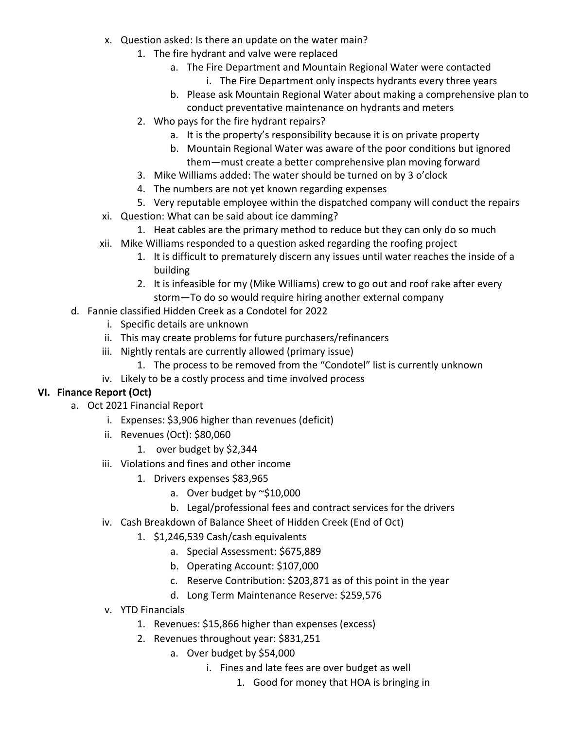x. Question asked: Is there an update on the water main?
   1. The fire hydrant and valve were replaced
      a. The Fire Department and Mountain Regional Water were contacted
         i. The Fire Department only inspects hydrants every three years
      b. Please ask Mountain Regional Water about making a comprehensive plan to conduct preventative maintenance on hydrants and meters
   2. Who pays for the fire hydrant repairs?
      a. It is the property's responsibility because it is on private property
      b. Mountain Regional Water was aware of the poor conditions but ignored them—must create a better comprehensive plan moving forward
   3. Mike Williams added: The water should be turned on by 3 o'clock
   4. The numbers are not yet known regarding expenses
   5. Very reputable employee within the dispatched company will conduct the repairs

xi. Question: What can be said about ice damming?
   1. Heat cables are the primary method to reduce but they can only do so much

xii. Mike Williams responded to a question asked regarding the roofing project
   1. It is difficult to prematurely discern any issues until water reaches the inside of a building
   2. It is infeasible for my (Mike Williams) crew to go out and roof rake after every storm—To do so would require hiring another external company

d. Fannie classified Hidden Creek as a Condotel for 2022
   i. Specific details are unknown
   ii. This may create problems for future purchasers/refinancers
   iii. Nightly rentals are currently allowed (primary issue)
      1. The process to be removed from the "Condotel" list is currently unknown
   iv. Likely to be a costly process and time involved process

**VI. Finance Report (Oct)**

a. Oct 2021 Financial Report
   i. Expenses: $3,906 higher than revenues (deficit)
   ii. Revenues (Oct): $80,060
      1. over budget by $2,344
   iii. Violations and fines and other income
      1. Drivers expenses $83,965
         a. Over budget by ~$10,000
         b. Legal/professional fees and contract services for the drivers
   iv. Cash Breakdown of Balance Sheet of Hidden Creek (End of Oct)
      1. $1,246,539 Cash/cash equivalents
         a. Special Assessment: $675,889
         b. Operating Account: $107,000
         c. Reserve Contribution: $203,871 as of this point in the year
         d. Long Term Maintenance Reserve: $259,576
   v. YTD Financials
      1. Revenues: $15,866 higher than expenses (excess)
      2. Revenues throughout year: $831,251
         a. Over budget by $54,000
            i. Fines and late fees are over budget as well
               1. Good for money that HOA is bringing in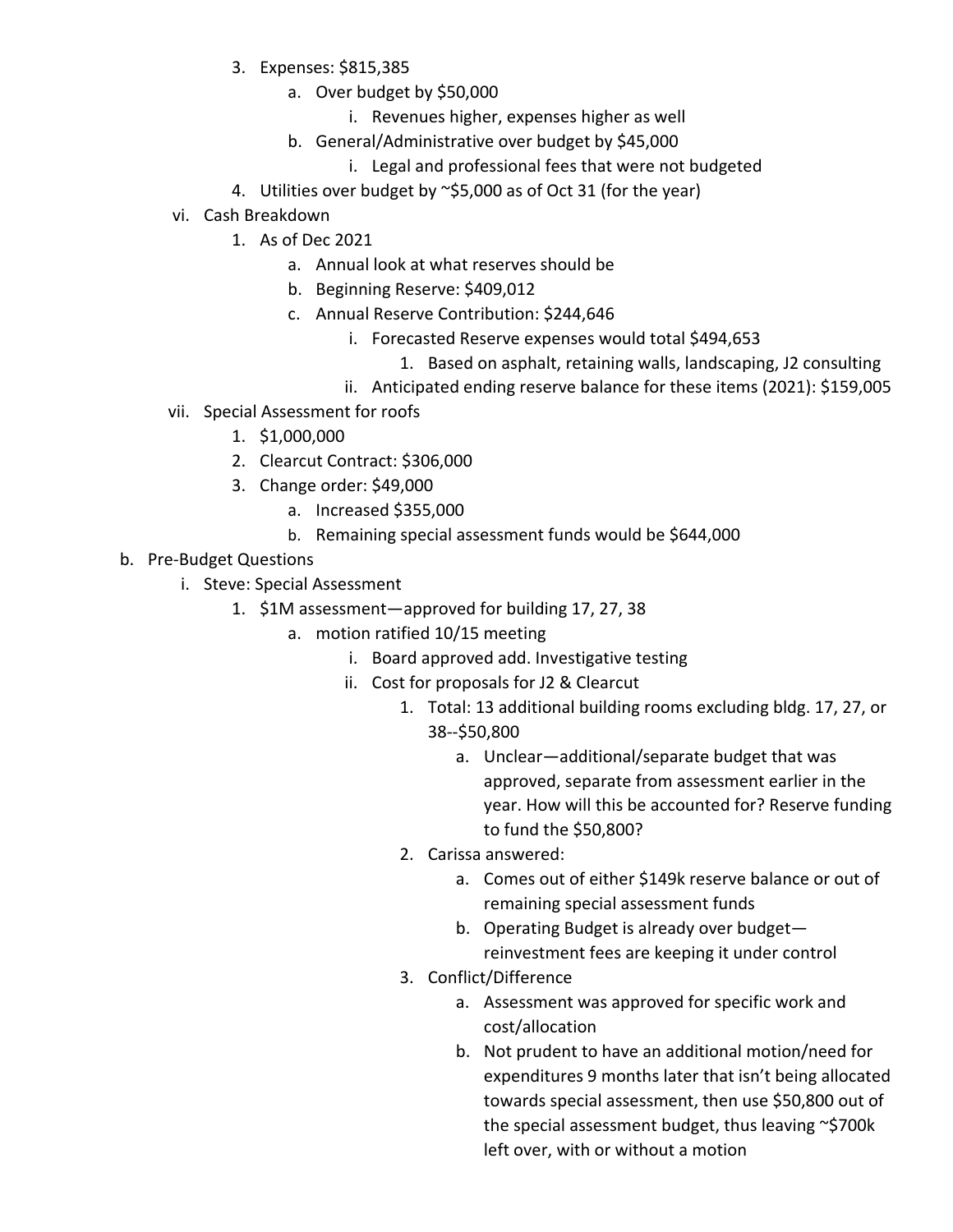3. Expenses: $815,385
    a. Over budget by $50,000
        i. Revenues higher, expenses higher as well
    b. General/Administrative over budget by $45,000
        i. Legal and professional fees that were not budgeted
4. Utilities over budget by ~$5,000 as of Oct 31 (for the year)

vi. Cash Breakdown

1. As of Dec 2021
    a. Annual look at what reserves should be
    b. Beginning Reserve: $409,012
    c. Annual Reserve Contribution: $244,646
        i. Forecasted Reserve expenses would total $494,653
            1. Based on asphalt, retaining walls, landscaping, J2 consulting
        ii. Anticipated ending reserve balance for these items (2021): $159,005

vii. Special Assessment for roofs

1. $1,000,000
2. Clearcut Contract: $306,000
3. Change order: $49,000
    a. Increased $355,000
    b. Remaining special assessment funds would be $644,000

b. Pre-Budget Questions

i. Steve: Special Assessment

1. $1M assessment—approved for building 17, 27, 38
    a. motion ratified 10/15 meeting
        i. Board approved add. Investigative testing
        ii. Cost for proposals for J2 & Clearcut
            1. Total: 13 additional building rooms excluding bldg. 17, 27, or 38--$50,800
                a. Unclear—additional/separate budget that was approved, separate from assessment earlier in the year. How will this be accounted for? Reserve funding to fund the $50,800?
            2. Carissa answered:
                a. Comes out of either $149k reserve balance or out of remaining special assessment funds
                b. Operating Budget is already over budget—reinvestment fees are keeping it under control
            3. Conflict/Difference
                a. Assessment was approved for specific work and cost/allocation
                b. Not prudent to have an additional motion/need for expenditures 9 months later that isn't being allocated towards special assessment, then use $50,800 out of the special assessment budget, thus leaving ~$700k left over, with or without a motion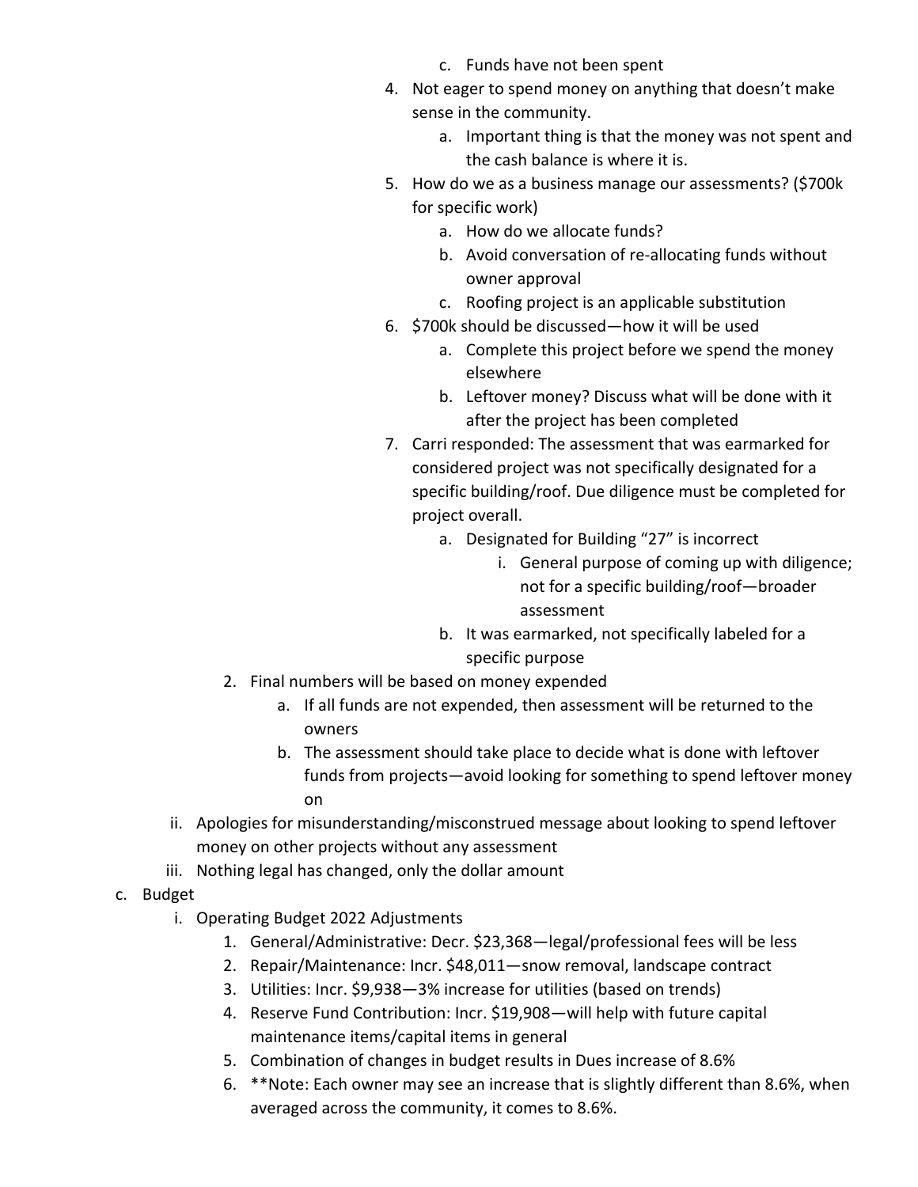- c. Funds have not been spent
        4. Not eager to spend money on anything that doesn't make sense in the community.
            - a. Important thing is that the money was not spent and the cash balance is where it is.
        5. How do we as a business manage our assessments? ($700k for specific work)
            - a. How do we allocate funds?
            - b. Avoid conversation of re-allocating funds without owner approval
            - c. Roofing project is an applicable substitution
        6. $700k should be discussed—how it will be used
            - a. Complete this project before we spend the money elsewhere
            - b. Leftover money? Discuss what will be done with it after the project has been completed
        7. Carri responded: The assessment that was earmarked for considered project was not specifically designated for a specific building/roof. Due diligence must be completed for project overall.
            - a. Designated for Building "27" is incorrect
                - i. General purpose of coming up with diligence; not for a specific building/roof—broader assessment
            - b. It was earmarked, not specifically labeled for a specific purpose
    2. Final numbers will be based on money expended
        - a. If all funds are not expended, then assessment will be returned to the owners
        - b. The assessment should take place to decide what is done with leftover funds from projects—avoid looking for something to spend leftover money on
  - ii. Apologies for misunderstanding/misconstrued message about looking to spend leftover money on other projects without any assessment
  - iii. Nothing legal has changed, only the dollar amount

- c. Budget
  - i. Operating Budget 2022 Adjustments
    1. General/Administrative: Decr. $23,368—legal/professional fees will be less
    2. Repair/Maintenance: Incr. $48,011—snow removal, landscape contract
    3. Utilities: Incr. $9,938—3% increase for utilities (based on trends)
    4. Reserve Fund Contribution: Incr. $19,908—will help with future capital maintenance items/capital items in general
    5. Combination of changes in budget results in Dues increase of 8.6%
    6. **Note: Each owner may see an increase that is slightly different than 8.6%, when averaged across the community, it comes to 8.6%.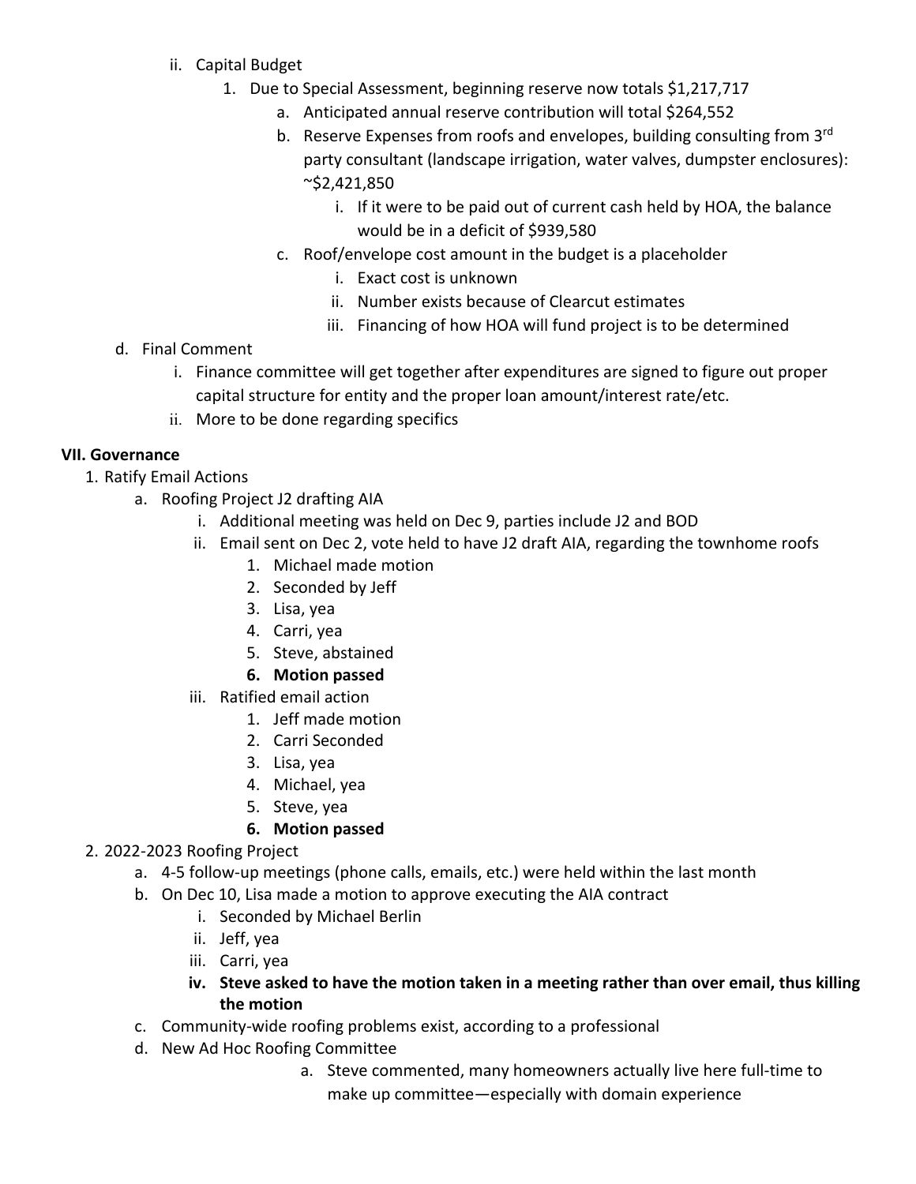ii. Capital Budget
   1. Due to Special Assessment, beginning reserve now totals $1,217,717
      a. Anticipated annual reserve contribution will total $264,552
      b. Reserve Expenses from roofs and envelopes, building consulting from 3rd party consultant (landscape irrigation, water valves, dumpster enclosures): ~$2,421,850
         i. If it were to be paid out of current cash held by HOA, the balance would be in a deficit of $939,580
      c. Roof/envelope cost amount in the budget is a placeholder
         i. Exact cost is unknown
         ii. Number exists because of Clearcut estimates
         iii. Financing of how HOA will fund project is to be determined

d. Final Comment
   i. Finance committee will get together after expenditures are signed to figure out proper capital structure for entity and the proper loan amount/interest rate/etc.
   ii. More to be done regarding specifics

**VII. Governance**

1. Ratify Email Actions
   a. Roofing Project J2 drafting AIA
      i. Additional meeting was held on Dec 9, parties include J2 and BOD
      ii. Email sent on Dec 2, vote held to have J2 draft AIA, regarding the townhome roofs
         1. Michael made motion
         2. Seconded by Jeff
         3. Lisa, yea
         4. Carri, yea
         5. Steve, abstained
         6. **Motion passed**
      iii. Ratified email action
         1. Jeff made motion
         2. Carri Seconded
         3. Lisa, yea
         4. Michael, yea
         5. Steve, yea
         6. **Motion passed**
2. 2022-2023 Roofing Project
   a. 4-5 follow-up meetings (phone calls, emails, etc.) were held within the last month
   b. On Dec 10, Lisa made a motion to approve executing the AIA contract
      i. Seconded by Michael Berlin
      ii. Jeff, yea
      iii. Carri, yea
      iv. **Steve asked to have the motion taken in a meeting rather than over email, thus killing the motion**
   c. Community-wide roofing problems exist, according to a professional
   d. New Ad Hoc Roofing Committee
      a. Steve commented, many homeowners actually live here full-time to make up committee—especially with domain experience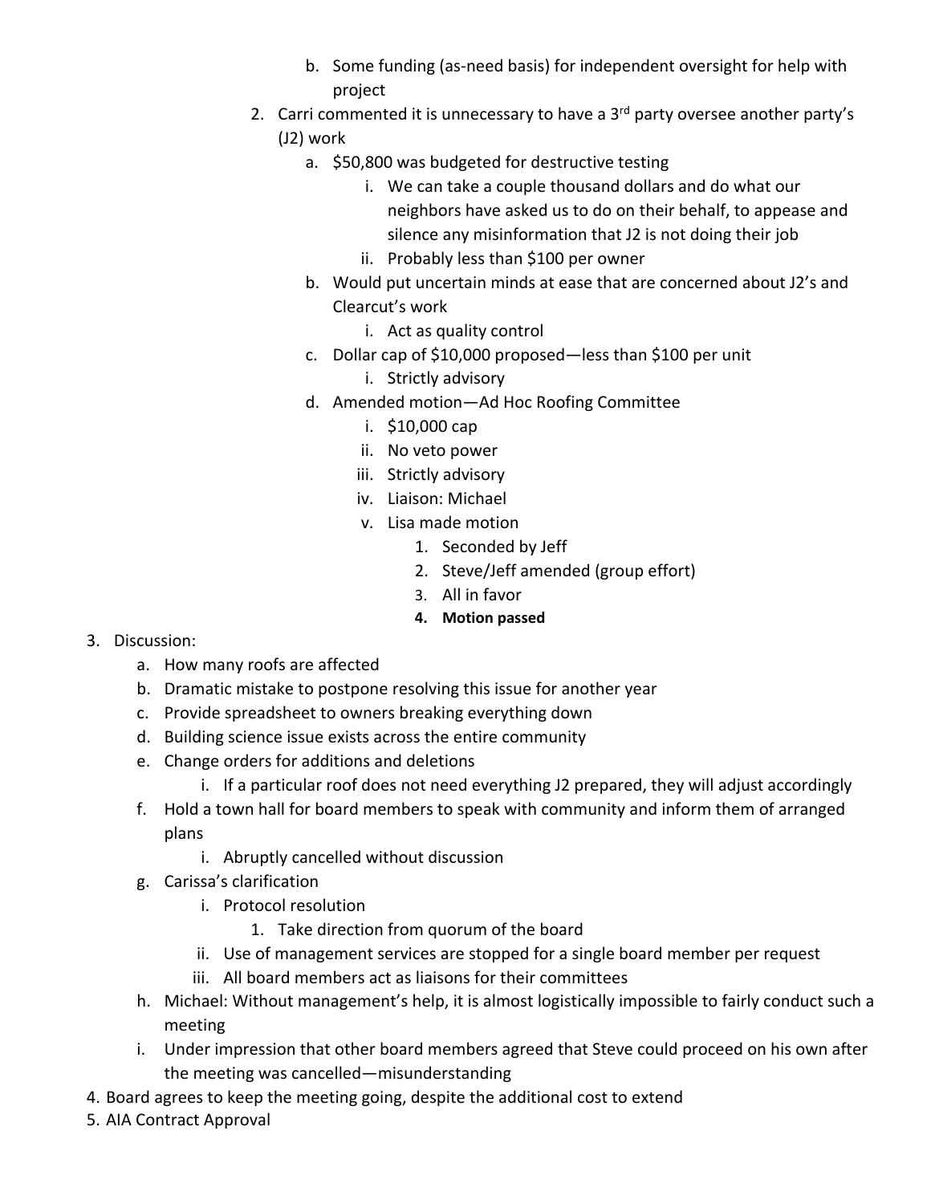b. Some funding (as-need basis) for independent oversight for help with project
    2. Carri commented it is unnecessary to have a 3rd party oversee another party's (J2) work
        a. $50,800 was budgeted for destructive testing
            i. We can take a couple thousand dollars and do what our neighbors have asked us to do on their behalf, to appease and silence any misinformation that J2 is not doing their job
            ii. Probably less than $100 per owner
        b. Would put uncertain minds at ease that are concerned about J2's and Clearcut's work
            i. Act as quality control
        c. Dollar cap of $10,000 proposed—less than $100 per unit
            i. Strictly advisory
        d. Amended motion—Ad Hoc Roofing Committee
            i. $10,000 cap
            ii. No veto power
            iii. Strictly advisory
            iv. Liaison: Michael
            v. Lisa made motion
                1. Seconded by Jeff
                2. Steve/Jeff amended (group effort)
                3. All in favor
                4. **Motion passed**

3. Discussion:
    a. How many roofs are affected
    b. Dramatic mistake to postpone resolving this issue for another year
    c. Provide spreadsheet to owners breaking everything down
    d. Building science issue exists across the entire community
    e. Change orders for additions and deletions
        i. If a particular roof does not need everything J2 prepared, they will adjust accordingly
    f. Hold a town hall for board members to speak with community and inform them of arranged plans
        i. Abruptly cancelled without discussion
    g. Carissa's clarification
        i. Protocol resolution
            1. Take direction from quorum of the board
        ii. Use of management services are stopped for a single board member per request
        iii. All board members act as liaisons for their committees
    h. Michael: Without management's help, it is almost logistically impossible to fairly conduct such a meeting
    i. Under impression that other board members agreed that Steve could proceed on his own after the meeting was cancelled—misunderstanding
4. Board agrees to keep the meeting going, despite the additional cost to extend
5. AIA Contract Approval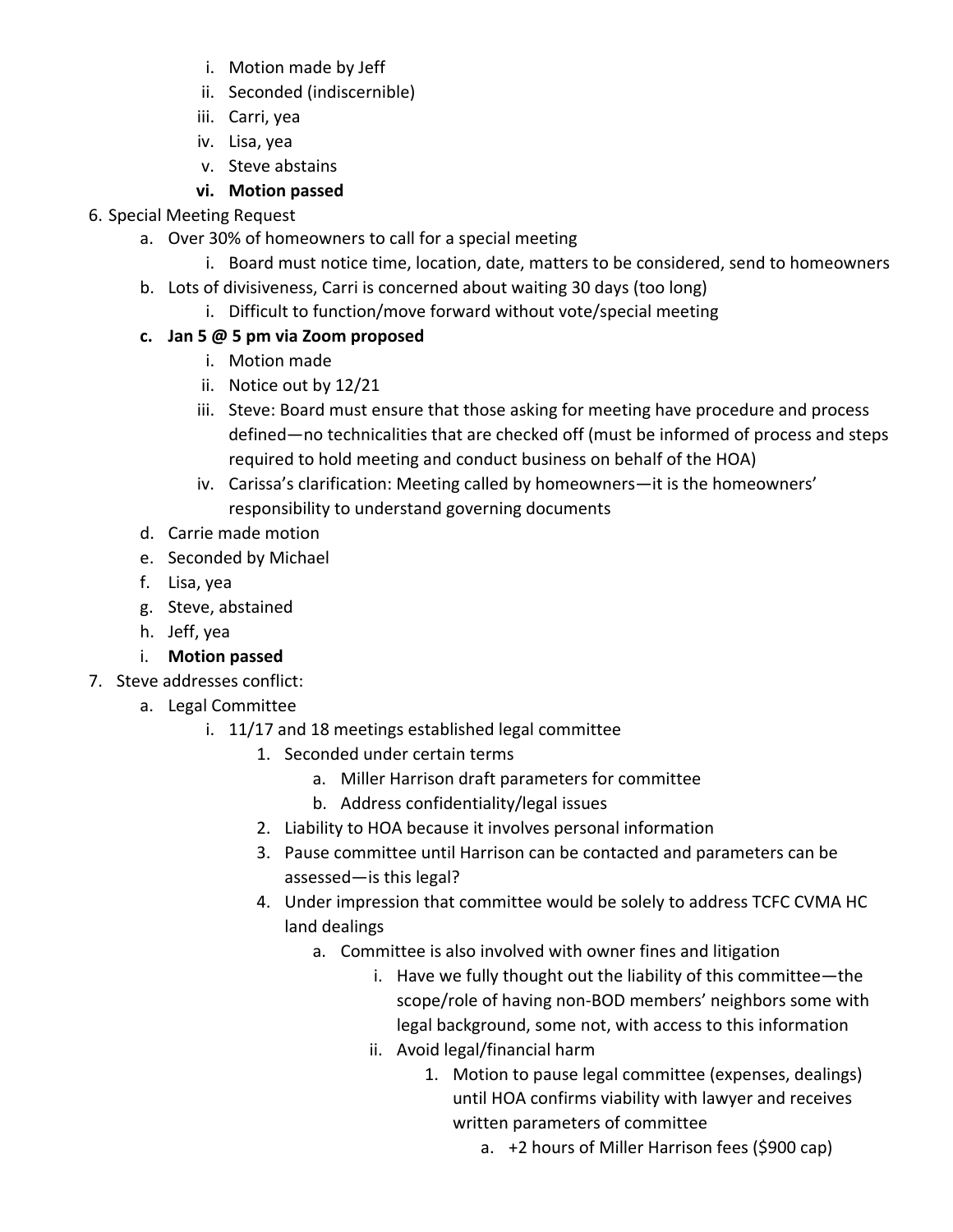i. Motion made by Jeff
   ii. Seconded (indiscernible)
   iii. Carri, yea
   iv. Lisa, yea
   v. Steve abstains
   vi. **Motion passed**

6. Special Meeting Request
   a. Over 30% of homeowners to call for a special meeting
      i. Board must notice time, location, date, matters to be considered, send to homeowners
   b. Lots of divisiveness, Carri is concerned about waiting 30 days (too long)
      i. Difficult to function/move forward without vote/special meeting
   c. **Jan 5 @ 5 pm via Zoom proposed**
      i. Motion made
      ii. Notice out by 12/21
      iii. Steve: Board must ensure that those asking for meeting have procedure and process defined—no technicalities that are checked off (must be informed of process and steps required to hold meeting and conduct business on behalf of the HOA)
      iv. Carissa's clarification: Meeting called by homeowners—it is the homeowners' responsibility to understand governing documents
   d. Carrie made motion
   e. Seconded by Michael
   f. Lisa, yea
   g. Steve, abstained
   h. Jeff, yea
   i. **Motion passed**

7. Steve addresses conflict:
   a. Legal Committee
      i. 11/17 and 18 meetings established legal committee
         1. Seconded under certain terms
            a. Miller Harrison draft parameters for committee
            b. Address confidentiality/legal issues
         2. Liability to HOA because it involves personal information
         3. Pause committee until Harrison can be contacted and parameters can be assessed—is this legal?
         4. Under impression that committee would be solely to address TCFC CVMA HC land dealings
            a. Committee is also involved with owner fines and litigation
               i. Have we fully thought out the liability of this committee—the scope/role of having non-BOD members' neighbors some with legal background, some not, with access to this information
               ii. Avoid legal/financial harm
                  1. Motion to pause legal committee (expenses, dealings) until HOA confirms viability with lawyer and receives written parameters of committee
                     a. +2 hours of Miller Harrison fees ($900 cap)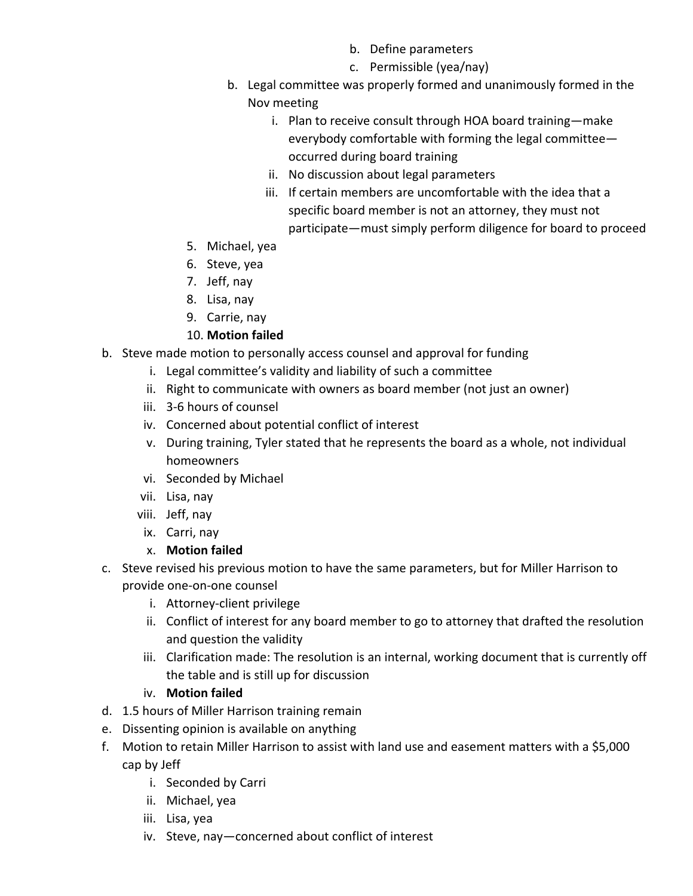b. Define parameters
                c. Permissible (yea/nay)
        b. Legal committee was properly formed and unanimously formed in the Nov meeting
            i. Plan to receive consult through HOA board training—make everybody comfortable with forming the legal committee—occurred during board training
            ii. No discussion about legal parameters
            iii. If certain members are uncomfortable with the idea that a specific board member is not an attorney, they must not participate—must simply perform diligence for board to proceed
    5. Michael, yea
    6. Steve, yea
    7. Jeff, nay
    8. Lisa, nay
    9. Carrie, nay
    10. **Motion failed**

b. Steve made motion to personally access counsel and approval for funding
    i. Legal committee's validity and liability of such a committee
    ii. Right to communicate with owners as board member (not just an owner)
    iii. 3-6 hours of counsel
    iv. Concerned about potential conflict of interest
    v. During training, Tyler stated that he represents the board as a whole, not individual homeowners
    vi. Seconded by Michael
    vii. Lisa, nay
    viii. Jeff, nay
    ix. Carri, nay
    x. **Motion failed**

c. Steve revised his previous motion to have the same parameters, but for Miller Harrison to provide one-on-one counsel
    i. Attorney-client privilege
    ii. Conflict of interest for any board member to go to attorney that drafted the resolution and question the validity
    iii. Clarification made: The resolution is an internal, working document that is currently off the table and is still up for discussion
    iv. **Motion failed**

d. 1.5 hours of Miller Harrison training remain

e. Dissenting opinion is available on anything

f. Motion to retain Miller Harrison to assist with land use and easement matters with a $5,000 cap by Jeff
    i. Seconded by Carri
    ii. Michael, yea
    iii. Lisa, yea
    iv. Steve, nay—concerned about conflict of interest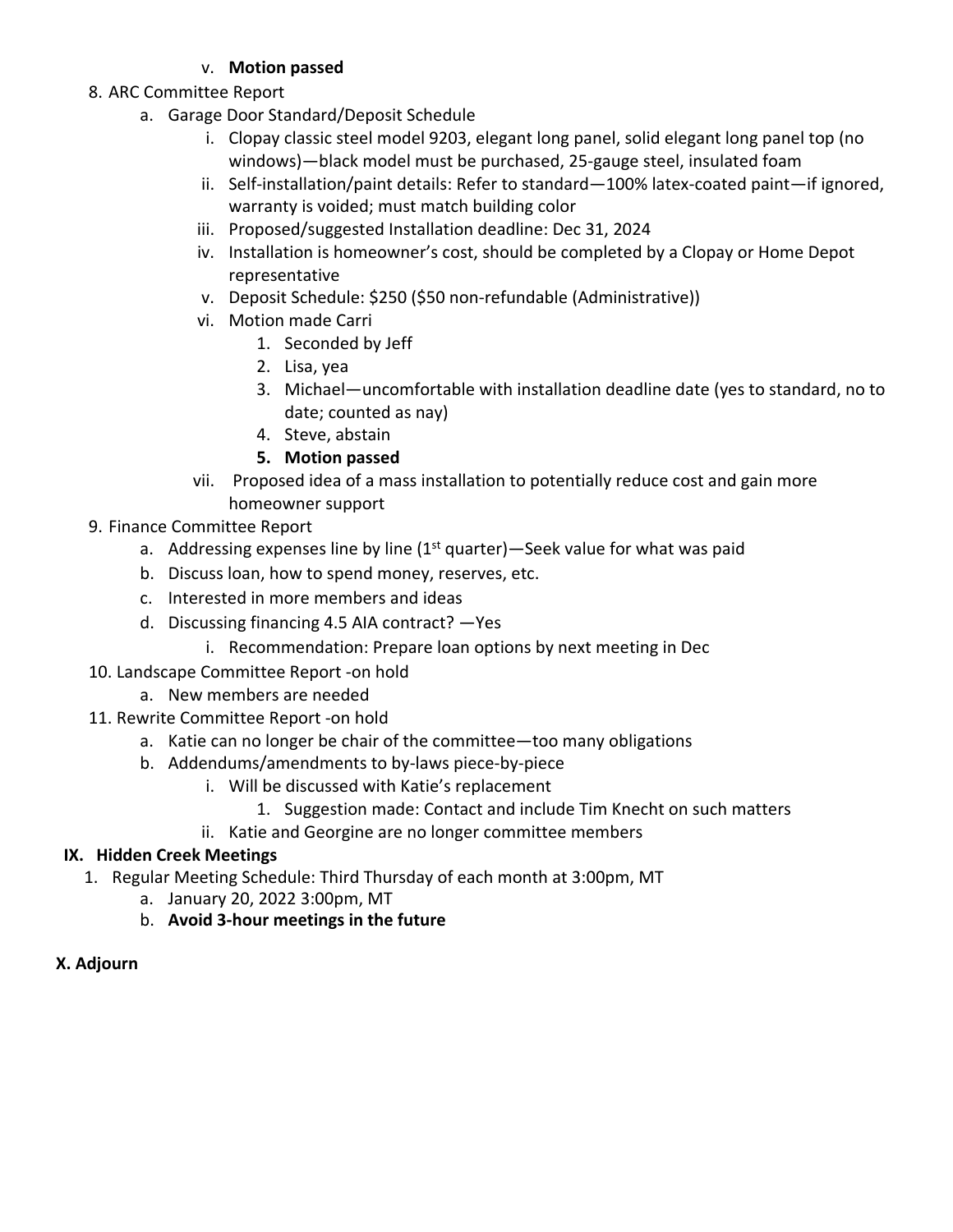v. **Motion passed**

8. ARC Committee Report
   a. Garage Door Standard/Deposit Schedule
      i. Clopay classic steel model 9203, elegant long panel, solid elegant long panel top (no windows)—black model must be purchased, 25-gauge steel, insulated foam
      ii. Self-installation/paint details: Refer to standard—100% latex-coated paint—if ignored, warranty is voided; must match building color
      iii. Proposed/suggested Installation deadline: Dec 31, 2024
      iv. Installation is homeowner's cost, should be completed by a Clopay or Home Depot representative
      v. Deposit Schedule: $250 ($50 non-refundable (Administrative))
      vi. Motion made Carri
         1. Seconded by Jeff
         2. Lisa, yea
         3. Michael—uncomfortable with installation deadline date (yes to standard, no to date; counted as nay)
         4. Steve, abstain
         5. **Motion passed**
      vii. Proposed idea of a mass installation to potentially reduce cost and gain more homeowner support
9. Finance Committee Report
   a. Addressing expenses line by line (1st quarter)—Seek value for what was paid
   b. Discuss loan, how to spend money, reserves, etc.
   c. Interested in more members and ideas
   d. Discussing financing 4.5 AIA contract? —Yes
      i. Recommendation: Prepare loan options by next meeting in Dec
10. Landscape Committee Report -on hold
    a. New members are needed
11. Rewrite Committee Report -on hold
    a. Katie can no longer be chair of the committee—too many obligations
    b. Addendums/amendments to by-laws piece-by-piece
       i. Will be discussed with Katie's replacement
          1. Suggestion made: Contact and include Tim Knecht on such matters
       ii. Katie and Georgine are no longer committee members

## IX. Hidden Creek Meetings

1. Regular Meeting Schedule: Third Thursday of each month at 3:00pm, MT
   a. January 20, 2022 3:00pm, MT
   b. **Avoid 3-hour meetings in the future**

## X. Adjourn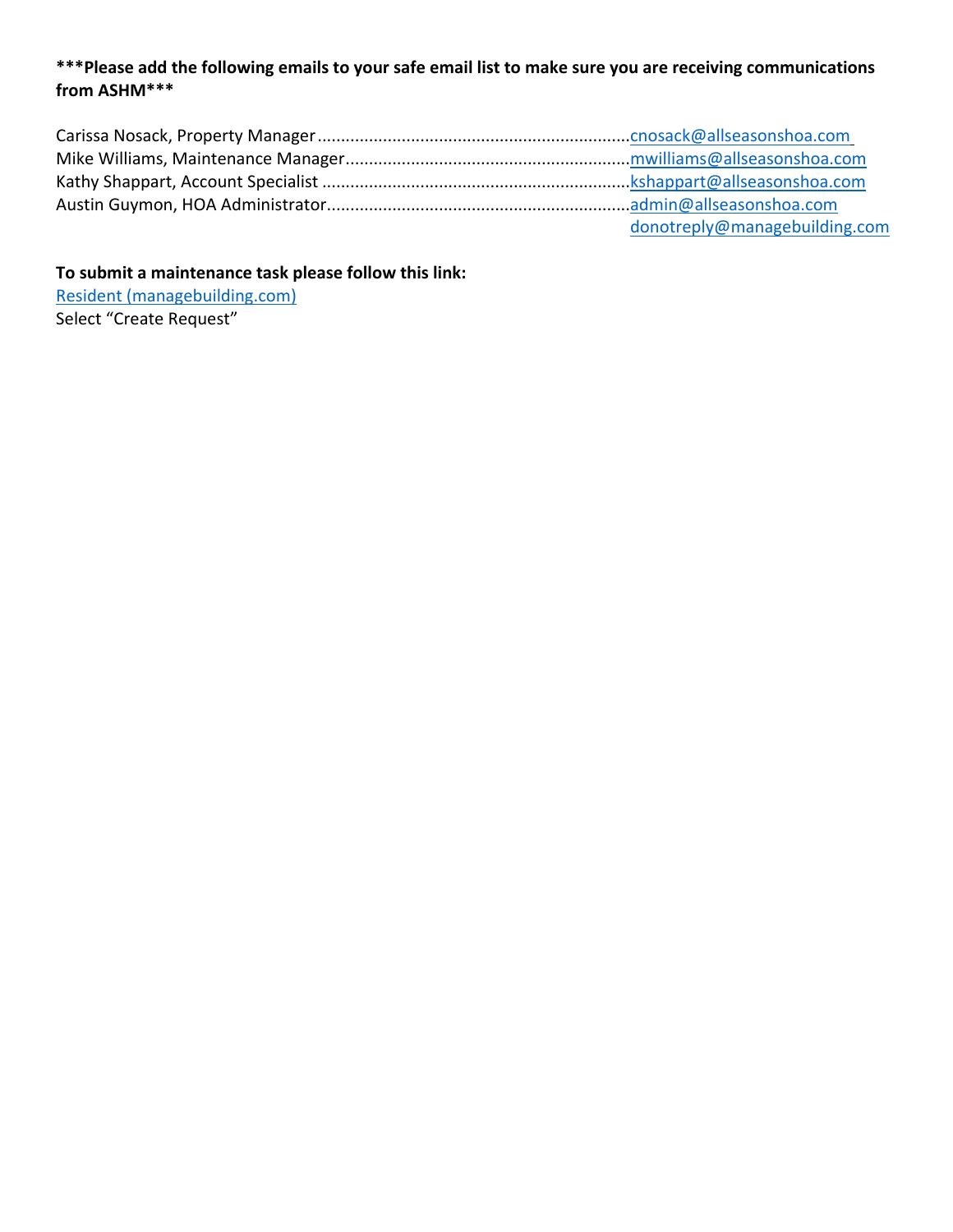**\*\*\*Please add the following emails to your safe email list to make sure you are receiving communications from ASHM\*\*\***

Carissa Nosack, Property Manager..................................................................cnosack@allseasonshoa.com
Mike Williams, Maintenance Manager............................................................mwilliams@allseasonshoa.com
Kathy Shappart, Account Specialist .................................................................kshappart@allseasonshoa.com
Austin Guymon, HOA Administrator................................................................admin@allseasonshoa.com
donotreply@managebuilding.com

**To submit a maintenance task please follow this link:**
Resident (managebuilding.com)
Select "Create Request"